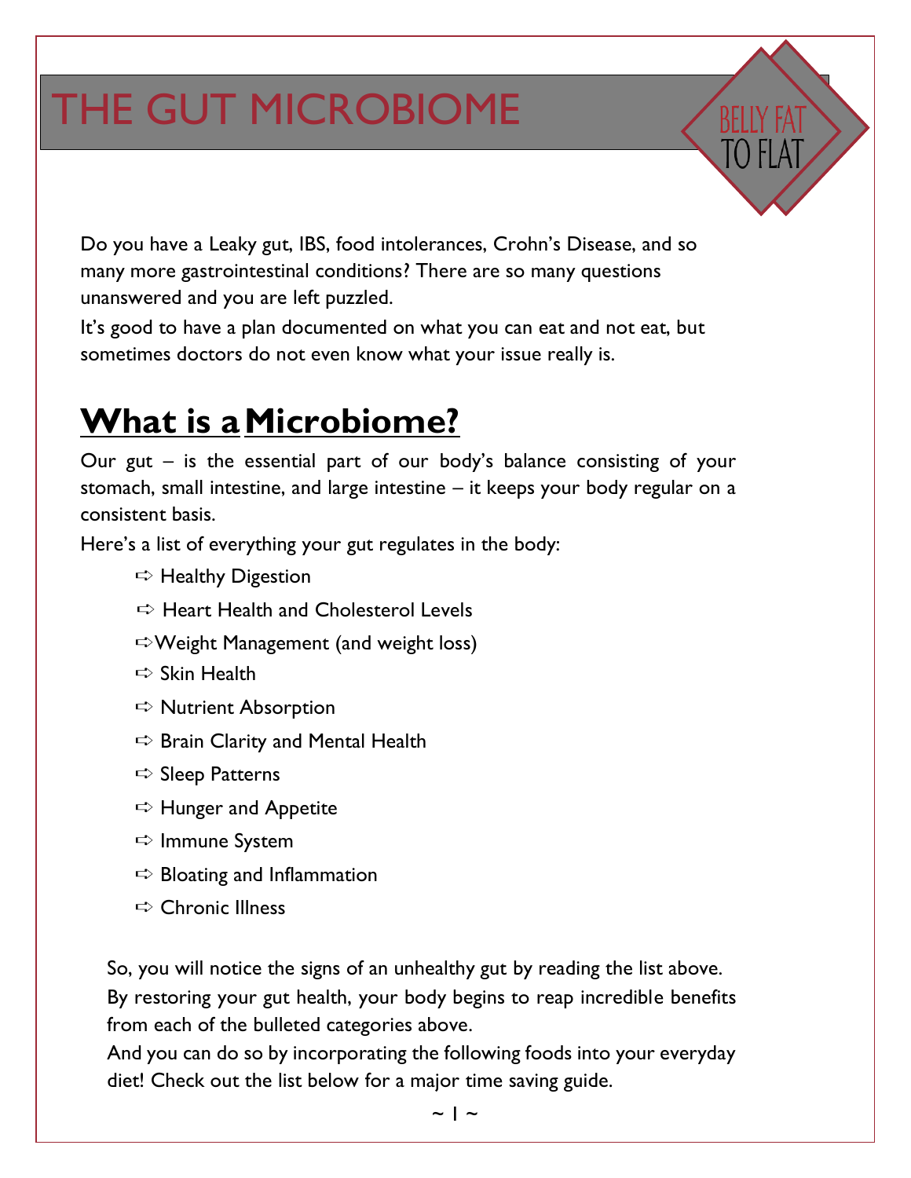# THE GUT MICROBIOME

BELLY FAT TO FLAT

Do you have a Leaky gut, IBS, food intolerances, Crohn's Disease, and so many more gastrointestinal conditions? There are so many questions unanswered and you are left puzzled.

It's good to have a plan documented on what you can eat and not eat, but sometimes doctors do not even know what your issue really is.

## What is a Microbiome?

Our gut – is the essential part of our body's balance consisting of your stomach, small intestine, and large intestine – it keeps your body regular on a consistent basis.

Here's a list of everything your gut regulates in the body:

- ⇨ Healthy Digestion
- ⇨ Heart Health and Cholesterol Levels
- ⇨ Weight Management (and weight loss)
- ⇨ Skin Health
- ⇨ Nutrient Absorption
- ⇨ Brain Clarity and Mental Health
- ⇨ Sleep Patterns
- ⇨ Hunger and Appetite
- ⇨ Immune System
- ⇨ Bloating and Inflammation
- ⇨ Chronic Illness

So, you will notice the signs of an unhealthy gut by reading the list above. By restoring your gut health, your body begins to reap incredible benefits from each of the bulleted categories above.

And you can do so by incorporating the following foods into your everyday diet! Check out the list below for a major time saving guide.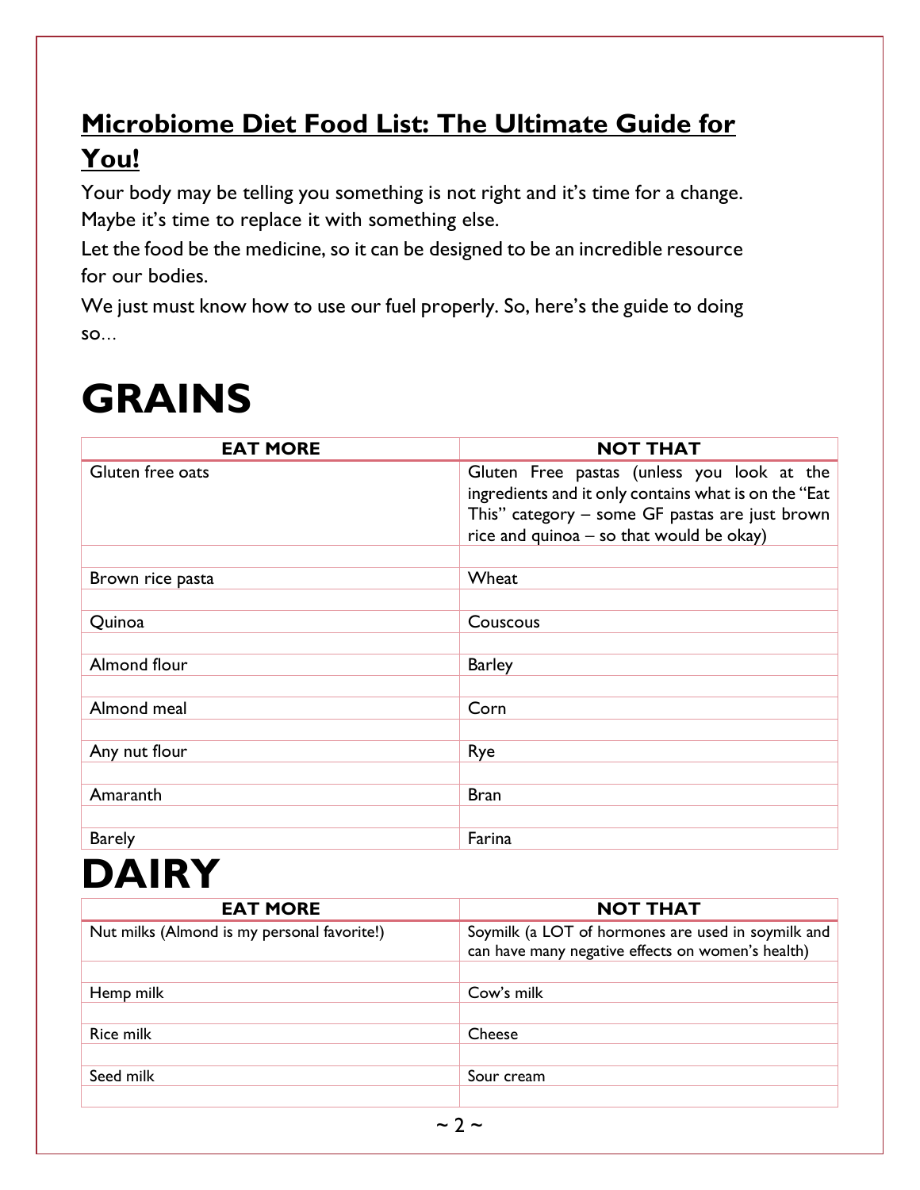## **Microbiome Diet Food List: The Ultimate Guide for You!**

Your body may be telling you something is not right and it's time for a change. Maybe it's time to replace it with something else.

Let the food be the medicine, so it can be designed to be an incredible resource for our bodies.

We just must know how to use our fuel properly. So, here's the guide to doing so…

# GRAINS

| EAT MORE | NOT THAT |
|---|---|
| Gluten free oats | Gluten Free pastas (unless you look at the ingredients and it only contains what is on the "Eat This" category – some GF pastas are just brown rice and quinoa – so that would be okay) |
| | |
| Brown rice pasta | Wheat |
| | |
| Quinoa | Couscous |
| | |
| Almond flour | Barley |
| | |
| Almond meal | Corn |
| | |
| Any nut flour | Rye |
| | |
| Amaranth | Bran |
| | |
| Barely | Farina |

# DAIRY

| EAT MORE | NOT THAT |
|---|---|
| Nut milks (Almond is my personal favorite!) | Soymilk (a LOT of hormones are used in soymilk and can have many negative effects on women's health) |
| | |
| Hemp milk | Cow's milk |
| | |
| Rice milk | Cheese |
| | |
| Seed milk | Sour cream |
| | |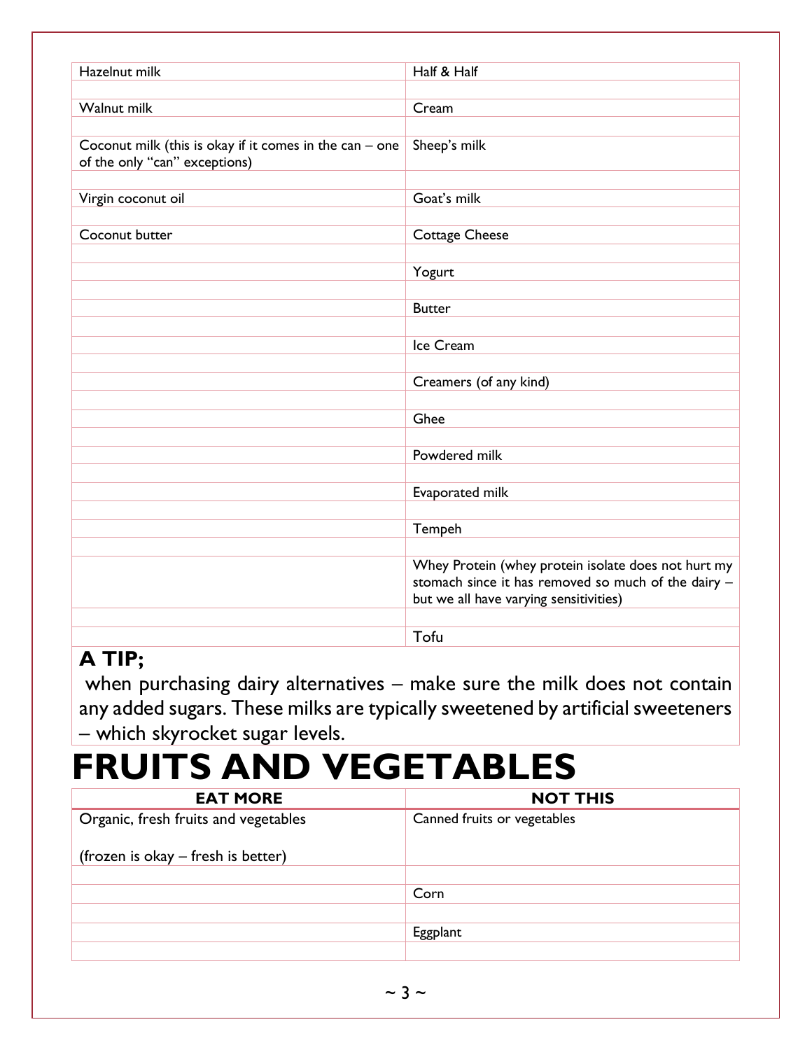| | |
|---|---|
| Hazelnut milk | Half & Half |
| Walnut milk | Cream |
| Coconut milk (this is okay if it comes in the can – one of the only "can" exceptions) | Sheep's milk |
| Virgin coconut oil | Goat's milk |
| Coconut butter | Cottage Cheese |
| | Yogurt |
| | Butter |
| | Ice Cream |
| | Creamers (of any kind) |
| | Ghee |
| | Powdered milk |
| | Evaporated milk |
| | Tempeh |
| | Whey Protein (whey protein isolate does not hurt my stomach since it has removed so much of the dairy – but we all have varying sensitivities) |
| | Tofu |

**A TIP;**

when purchasing dairy alternatives – make sure the milk does not contain any added sugars. These milks are typically sweetened by artificial sweeteners – which skyrocket sugar levels.

# FRUITS AND VEGETABLES

| EAT MORE | NOT THIS |
|---|---|
| Organic, fresh fruits and vegetables<br><br>(frozen is okay – fresh is better) | Canned fruits or vegetables |
| | Corn |
| | Eggplant |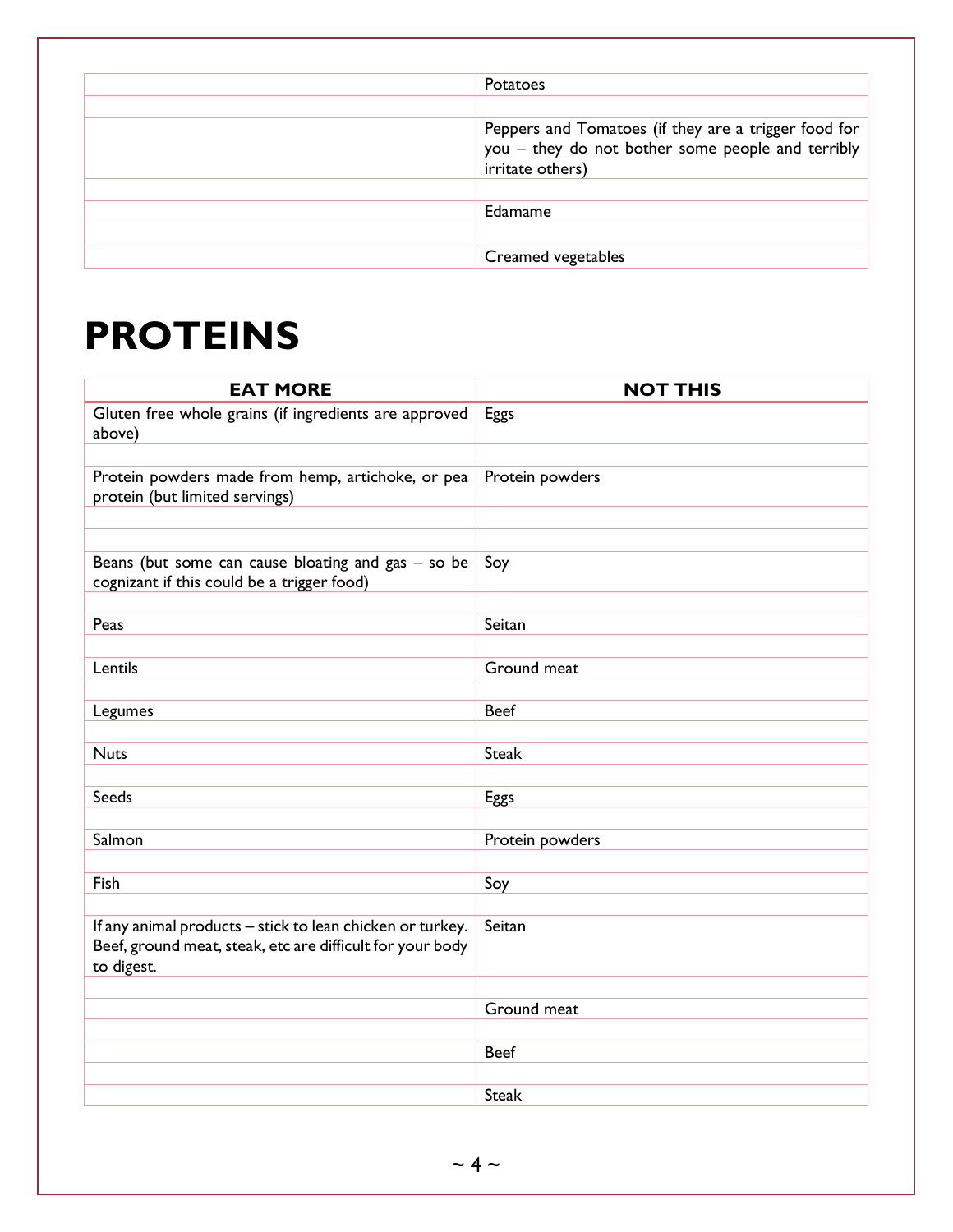| | |
|---|---|
| | Potatoes |
| | |
| | Peppers and Tomatoes (if they are a trigger food for you – they do not bother some people and terribly irritate others) |
| | |
| | Edamame |
| | |
| | Creamed vegetables |

# PROTEINS

| EAT MORE | NOT THIS |
|---|---|
| Gluten free whole grains (if ingredients are approved above) | Eggs |
| | |
| Protein powders made from hemp, artichoke, or pea protein (but limited servings) | Protein powders |
| | |
| | |
| Beans (but some can cause bloating and gas – so be cognizant if this could be a trigger food) | Soy |
| | |
| Peas | Seitan |
| | |
| Lentils | Ground meat |
| | |
| Legumes | Beef |
| | |
| Nuts | Steak |
| | |
| Seeds | Eggs |
| | |
| Salmon | Protein powders |
| | |
| Fish | Soy |
| | |
| If any animal products – stick to lean chicken or turkey. Beef, ground meat, steak, etc are difficult for your body to digest. | Seitan |
| | |
| | Ground meat |
| | |
| | Beef |
| | |
| | Steak |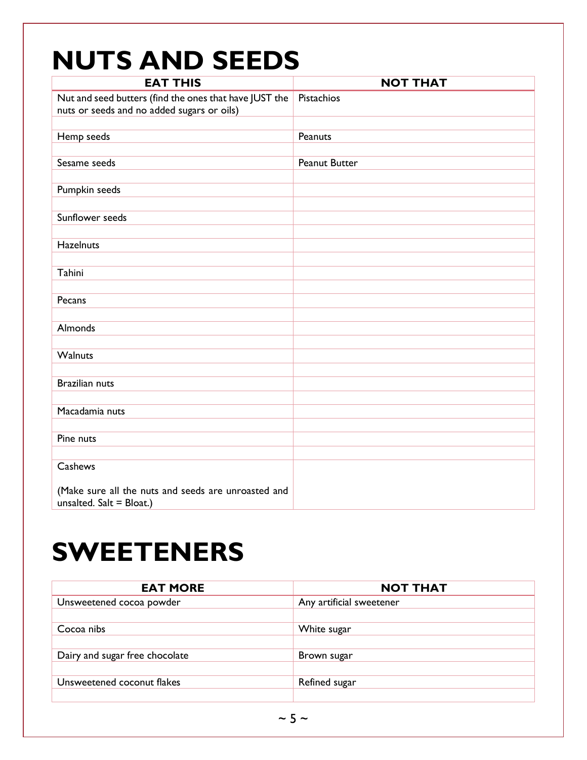# NUTS AND SEEDS

| EAT THIS | NOT THAT |
|---|---|
| Nut and seed butters (find the ones that have JUST the nuts or seeds and no added sugars or oils) | Pistachios |
| Hemp seeds | Peanuts |
| Sesame seeds | Peanut Butter |
| Pumpkin seeds | |
| Sunflower seeds | |
| Hazelnuts | |
| Tahini | |
| Pecans | |
| Almonds | |
| Walnuts | |
| Brazilian nuts | |
| Macadamia nuts | |
| Pine nuts | |
| Cashews<br><br>(Make sure all the nuts and seeds are unroasted and unsalted. Salt = Bloat.) | |

# SWEETENERS

| EAT MORE | NOT THAT |
|---|---|
| Unsweetened cocoa powder | Any artificial sweetener |
| Cocoa nibs | White sugar |
| Dairy and sugar free chocolate | Brown sugar |
| Unsweetened coconut flakes | Refined sugar |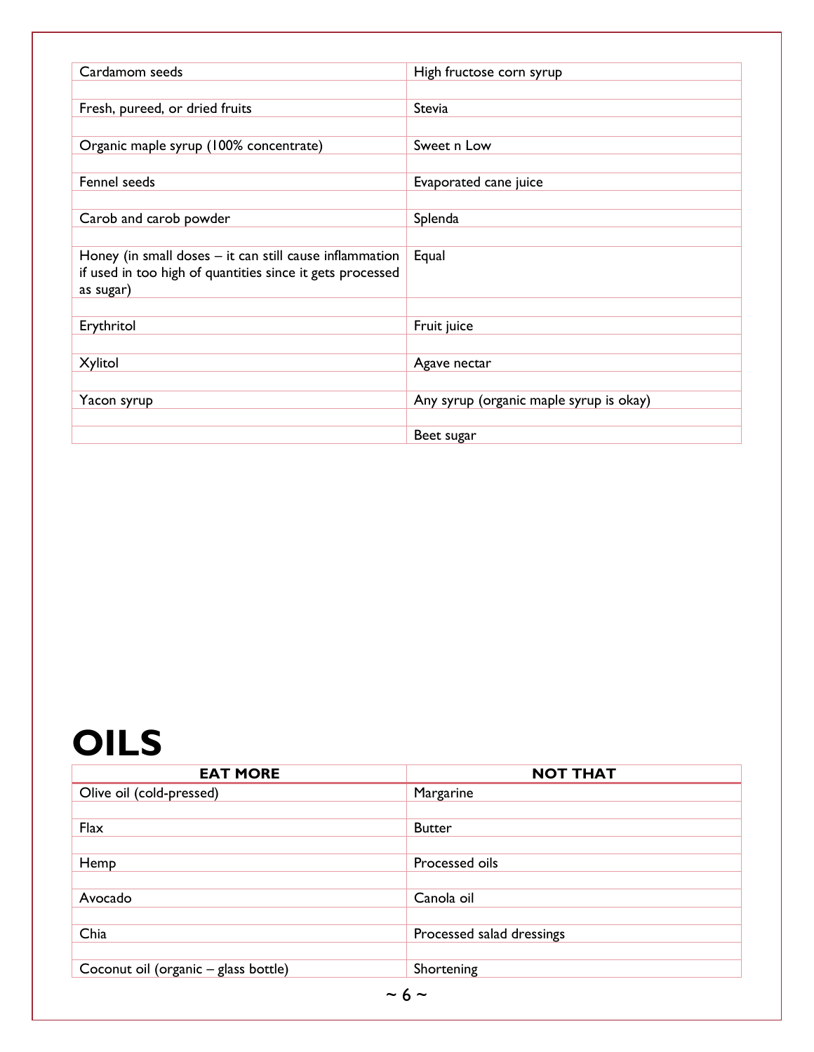| | |
|---|---|
| Cardamom seeds | High fructose corn syrup |
| Fresh, pureed, or dried fruits | Stevia |
| Organic maple syrup (100% concentrate) | Sweet n Low |
| Fennel seeds | Evaporated cane juice |
| Carob and carob powder | Splenda |
| Honey (in small doses – it can still cause inflammation if used in too high of quantities since it gets processed as sugar) | Equal |
| Erythritol | Fruit juice |
| Xylitol | Agave nectar |
| Yacon syrup | Any syrup (organic maple syrup is okay) |
| | Beet sugar |

# OILS

| EAT MORE | NOT THAT |
|---|---|
| Olive oil (cold-pressed) | Margarine |
| Flax | Butter |
| Hemp | Processed oils |
| Avocado | Canola oil |
| Chia | Processed salad dressings |
| Coconut oil (organic – glass bottle) | Shortening |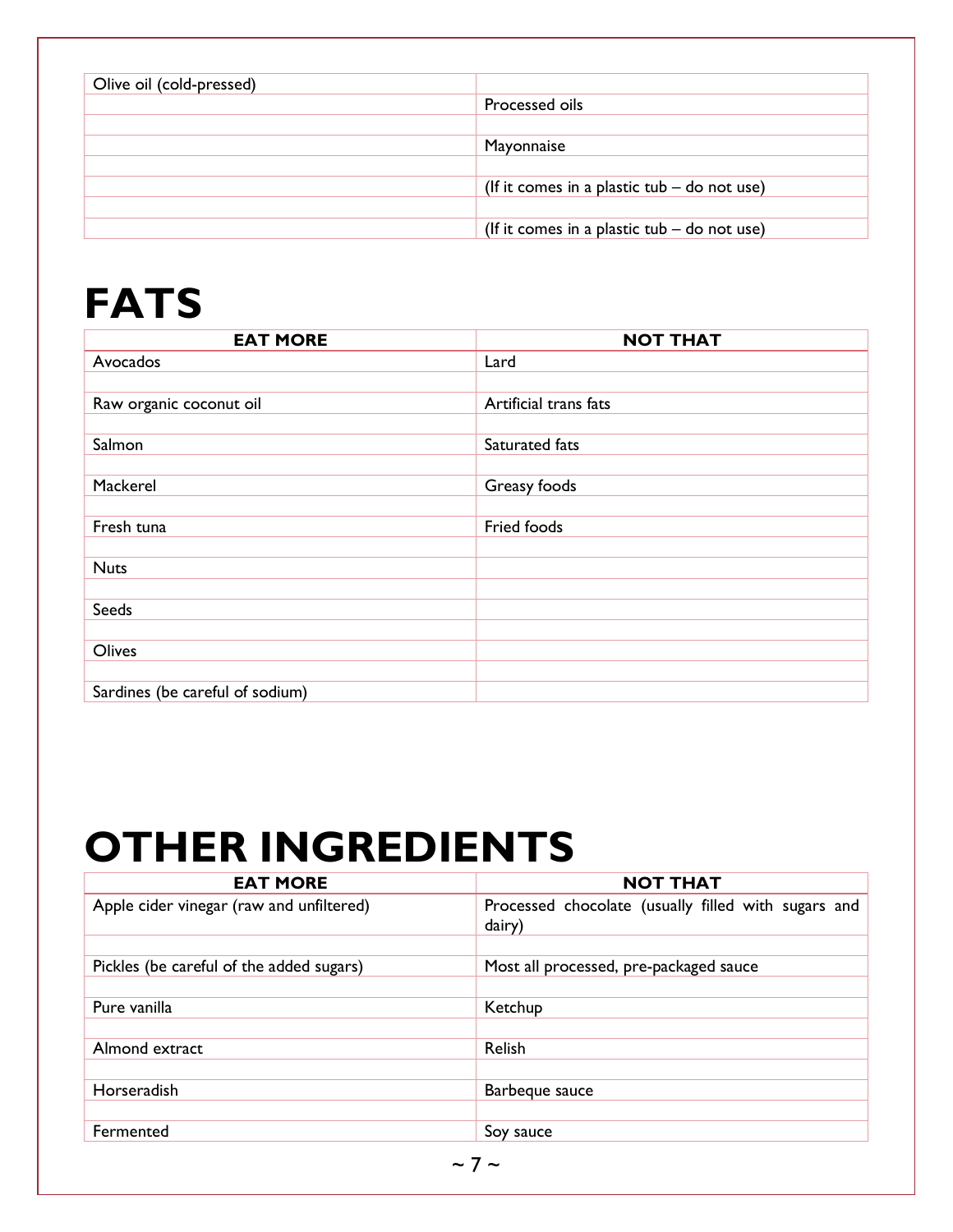| | |
|---|---|
| Olive oil (cold-pressed) | |
| | Processed oils |
| | |
| | Mayonnaise |
| | |
| | (If it comes in a plastic tub – do not use) |
| | |
| | (If it comes in a plastic tub – do not use) |

# FATS

| EAT MORE | NOT THAT |
|---|---|
| Avocados | Lard |
| | |
| Raw organic coconut oil | Artificial trans fats |
| | |
| Salmon | Saturated fats |
| | |
| Mackerel | Greasy foods |
| | |
| Fresh tuna | Fried foods |
| | |
| Nuts | |
| | |
| Seeds | |
| | |
| Olives | |
| | |
| Sardines (be careful of sodium) | |

# OTHER INGREDIENTS

| EAT MORE | NOT THAT |
|---|---|
| Apple cider vinegar (raw and unfiltered) | Processed chocolate (usually filled with sugars and dairy) |
| | |
| Pickles (be careful of the added sugars) | Most all processed, pre-packaged sauce |
| | |
| Pure vanilla | Ketchup |
| | |
| Almond extract | Relish |
| | |
| Horseradish | Barbeque sauce |
| | |
| Fermented | Soy sauce |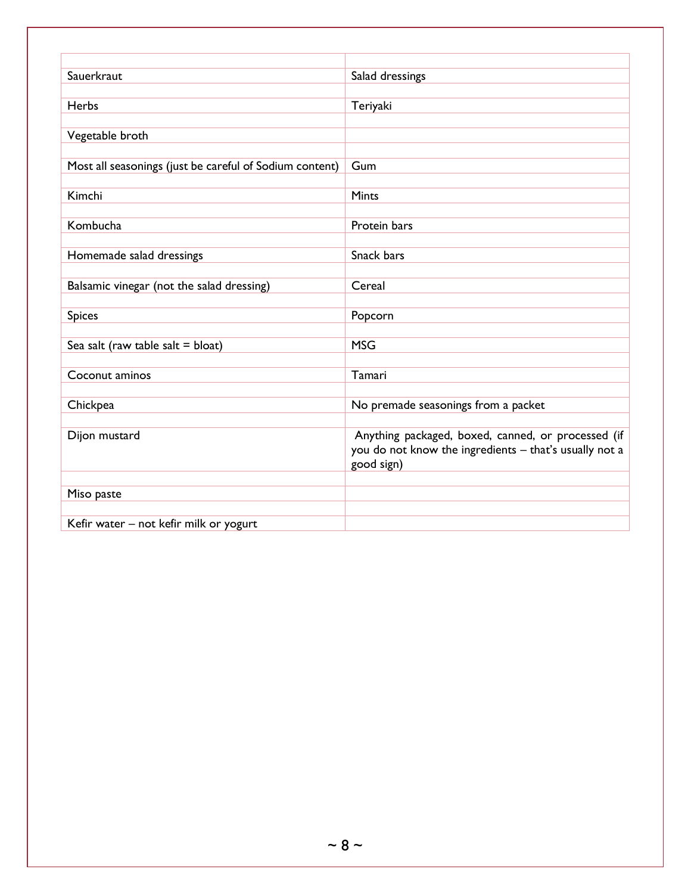| | |
|---|---|
| Sauerkraut | Salad dressings |
| Herbs | Teriyaki |
| Vegetable broth | |
| Most all seasonings (just be careful of Sodium content) | Gum |
| Kimchi | Mints |
| Kombucha | Protein bars |
| Homemade salad dressings | Snack bars |
| Balsamic vinegar (not the salad dressing) | Cereal |
| Spices | Popcorn |
| Sea salt (raw table salt = bloat) | MSG |
| Coconut aminos | Tamari |
| Chickpea | No premade seasonings from a packet |
| Dijon mustard | Anything packaged, boxed, canned, or processed (if you do not know the ingredients – that's usually not a good sign) |
| Miso paste | |
| Kefir water – not kefir milk or yogurt | |